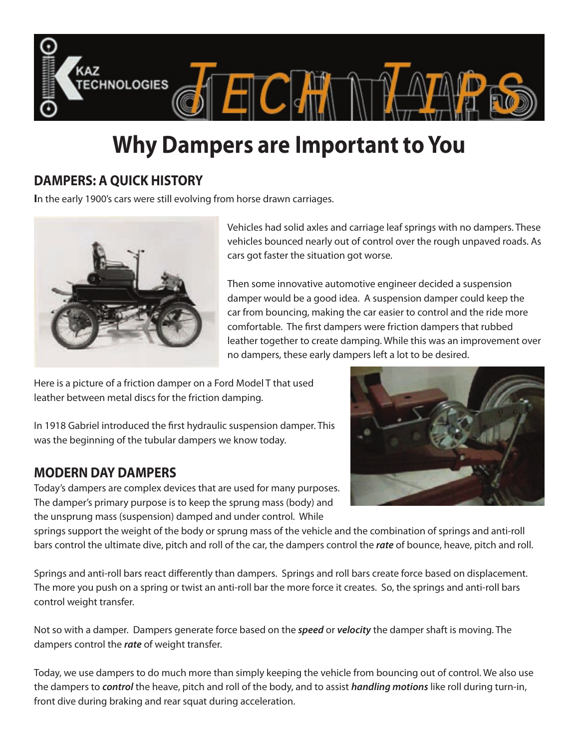# Why Dampers are Important to You

## DAMPERS: A QUICK HISTORY

**I**n the early 1900's cars were still evolving from horse drawn carriages.

Vehicles had solid axles and carriage leaf springs with no dampers. These vehicles bounced nearly out of control over the rough unpaved roads. As cars got faster the situation got worse.

Then some innovative automotive engineer decided a suspension damper would be a good idea. A suspension damper could keep the car from bouncing, making the car easier to control and the ride more comfortable. The first dampers were friction dampers that rubbed leather together to create damping. While this was an improvement over no dampers, these early dampers left a lot to be desired.

Here is a picture of a friction damper on a Ford Model T that used leather between metal discs for the friction damping.

In 1918 Gabriel introduced the first hydraulic suspension damper. This was the beginning of the tubular dampers we know today.

## MODERN DAY DAMPERS

Today's dampers are complex devices that are used for many purposes. The damper's primary purpose is to keep the sprung mass (body) and the unsprung mass (suspension) damped and under control. While springs support the weight of the body or sprung mass of the vehicle and the combination of springs and anti-roll bars control the ultimate dive, pitch and roll of the car, the dampers control the ***rate*** of bounce, heave, pitch and roll.

Springs and anti-roll bars react differently than dampers. Springs and roll bars create force based on displacement. The more you push on a spring or twist an anti-roll bar the more force it creates. So, the springs and anti-roll bars control weight transfer.

Not so with a damper. Dampers generate force based on the ***speed*** or ***velocity*** the damper shaft is moving. The dampers control the ***rate*** of weight transfer.

Today, we use dampers to do much more than simply keeping the vehicle from bouncing out of control. We also use the dampers to ***control*** the heave, pitch and roll of the body, and to assist ***handling motions*** like roll during turn-in, front dive during braking and rear squat during acceleration.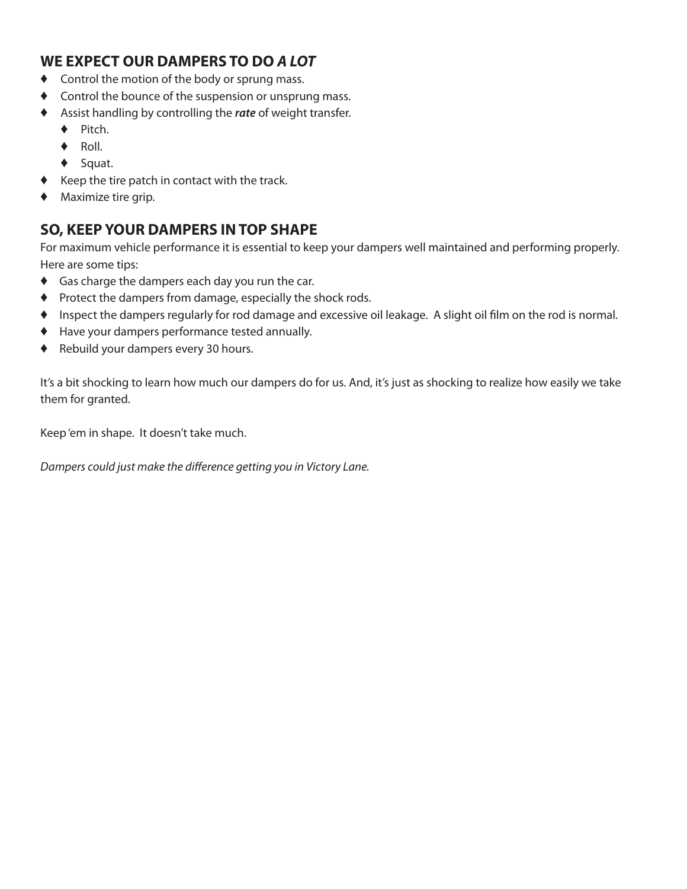## WE EXPECT OUR DAMPERS TO DO *A LOT*

- Control the motion of the body or sprung mass.
- Control the bounce of the suspension or unsprung mass.
- Assist handling by controlling the ***rate*** of weight transfer.
  - Pitch.
  - Roll.
  - Squat.
- Keep the tire patch in contact with the track.
- Maximize tire grip.

## SO, KEEP YOUR DAMPERS IN TOP SHAPE

For maximum vehicle performance it is essential to keep your dampers well maintained and performing properly. Here are some tips:

- Gas charge the dampers each day you run the car.
- Protect the dampers from damage, especially the shock rods.
- Inspect the dampers regularly for rod damage and excessive oil leakage. A slight oil film on the rod is normal.
- Have your dampers performance tested annually.
- Rebuild your dampers every 30 hours.

It's a bit shocking to learn how much our dampers do for us. And, it's just as shocking to realize how easily we take them for granted.

Keep 'em in shape. It doesn't take much.

*Dampers could just make the difference getting you in Victory Lane.*